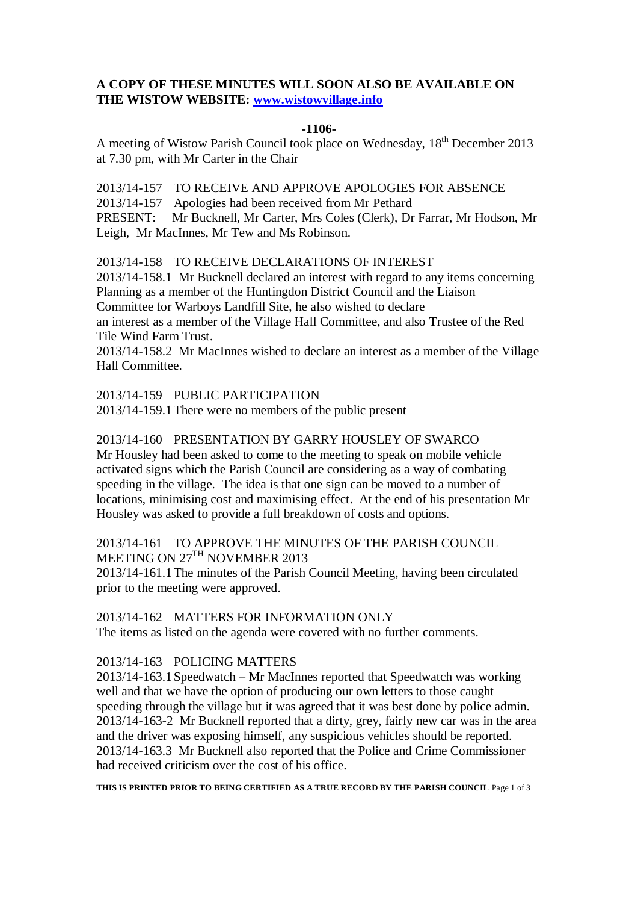**A COPY OF THESE MINUTES WILL SOON ALSO BE AVAILABLE ON THE WISTOW WEBSITE: [www.wistowvillage.info](http://www.wistowvillage.info)**

**-1106-**

A meeting of Wistow Parish Council took place on Wednesday, 18th December 2013 at 7.30 pm, with Mr Carter in the Chair

2013/14-157 TO RECEIVE AND APPROVE APOLOGIES FOR ABSENCE
2013/14-157 Apologies had been received from Mr Pethard
PRESENT: Mr Bucknell, Mr Carter, Mrs Coles (Clerk), Dr Farrar, Mr Hodson, Mr Leigh, Mr MacInnes, Mr Tew and Ms Robinson.

2013/14-158 TO RECEIVE DECLARATIONS OF INTEREST
2013/14-158.1 Mr Bucknell declared an interest with regard to any items concerning Planning as a member of the Huntingdon District Council and the Liaison Committee for Warboys Landfill Site, he also wished to declare an interest as a member of the Village Hall Committee, and also Trustee of the Red Tile Wind Farm Trust.
2013/14-158.2 Mr MacInnes wished to declare an interest as a member of the Village Hall Committee.

2013/14-159 PUBLIC PARTICIPATION
2013/14-159.1 There were no members of the public present

2013/14-160 PRESENTATION BY GARRY HOUSLEY OF SWARCO
Mr Housley had been asked to come to the meeting to speak on mobile vehicle activated signs which the Parish Council are considering as a way of combating speeding in the village. The idea is that one sign can be moved to a number of locations, minimising cost and maximising effect. At the end of his presentation Mr Housley was asked to provide a full breakdown of costs and options.

2013/14-161 TO APPROVE THE MINUTES OF THE PARISH COUNCIL MEETING ON 27TH NOVEMBER 2013
2013/14-161.1 The minutes of the Parish Council Meeting, having been circulated prior to the meeting were approved.

2013/14-162 MATTERS FOR INFORMATION ONLY
The items as listed on the agenda were covered with no further comments.

2013/14-163 POLICING MATTERS
2013/14-163.1 Speedwatch – Mr MacInnes reported that Speedwatch was working well and that we have the option of producing our own letters to those caught speeding through the village but it was agreed that it was best done by police admin.
2013/14-163-2 Mr Bucknell reported that a dirty, grey, fairly new car was in the area and the driver was exposing himself, any suspicious vehicles should be reported.
2013/14-163.3 Mr Bucknell also reported that the Police and Crime Commissioner had received criticism over the cost of his office.

**THIS IS PRINTED PRIOR TO BEING CERTIFIED AS A TRUE RECORD BY THE PARISH COUNCIL**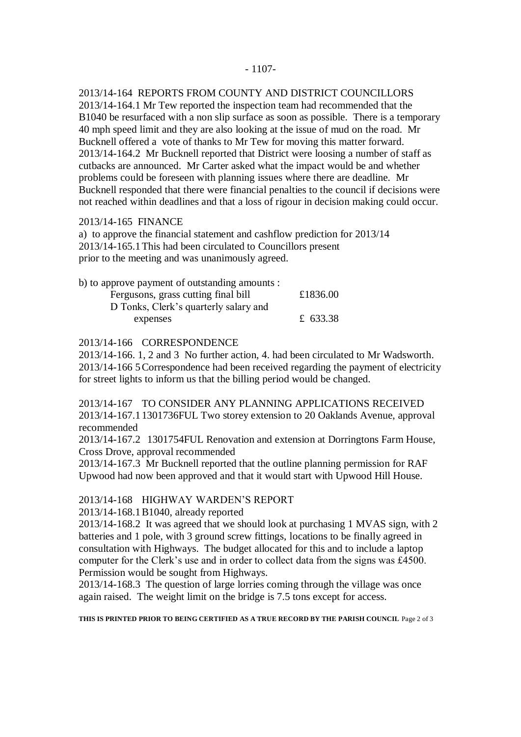2013/14-164 REPORTS FROM COUNTY AND DISTRICT COUNCILLORS

2013/14-164.1 Mr Tew reported the inspection team had recommended that the B1040 be resurfaced with a non slip surface as soon as possible. There is a temporary 40 mph speed limit and they are also looking at the issue of mud on the road. Mr Bucknell offered a vote of thanks to Mr Tew for moving this matter forward.

2013/14-164.2 Mr Bucknell reported that District were loosing a number of staff as cutbacks are announced. Mr Carter asked what the impact would be and whether problems could be foreseen with planning issues where there are deadline. Mr Bucknell responded that there were financial penalties to the council if decisions were not reached within deadlines and that a loss of rigour in decision making could occur.

2013/14-165 FINANCE

a) to approve the financial statement and cashflow prediction for 2013/14

2013/14-165.1 This had been circulated to Councillors present prior to the meeting and was unanimously agreed.

b) to approve payment of outstanding amounts :

| | |
|---|---|
| Fergusons, grass cutting final bill | £1836.00 |
| D Tonks, Clerk's quarterly salary and expenses | £ 633.38 |

2013/14-166 CORRESPONDENCE

2013/14-166. 1, 2 and 3 No further action, 4. had been circulated to Mr Wadsworth.

2013/14-166 5 Correspondence had been received regarding the payment of electricity for street lights to inform us that the billing period would be changed.

2013/14-167 TO CONSIDER ANY PLANNING APPLICATIONS RECEIVED

2013/14-167.1 1301736FUL Two storey extension to 20 Oaklands Avenue, approval recommended

2013/14-167.2 1301754FUL Renovation and extension at Dorringtons Farm House, Cross Drove, approval recommended

2013/14-167.3 Mr Bucknell reported that the outline planning permission for RAF Upwood had now been approved and that it would start with Upwood Hill House.

2013/14-168 HIGHWAY WARDEN'S REPORT

2013/14-168.1 B1040, already reported

2013/14-168.2 It was agreed that we should look at purchasing 1 MVAS sign, with 2 batteries and 1 pole, with 3 ground screw fittings, locations to be finally agreed in consultation with Highways. The budget allocated for this and to include a laptop computer for the Clerk's use and in order to collect data from the signs was £4500. Permission would be sought from Highways.

2013/14-168.3 The question of large lorries coming through the village was once again raised. The weight limit on the bridge is 7.5 tons except for access.

**THIS IS PRINTED PRIOR TO BEING CERTIFIED AS A TRUE RECORD BY THE PARISH COUNCIL**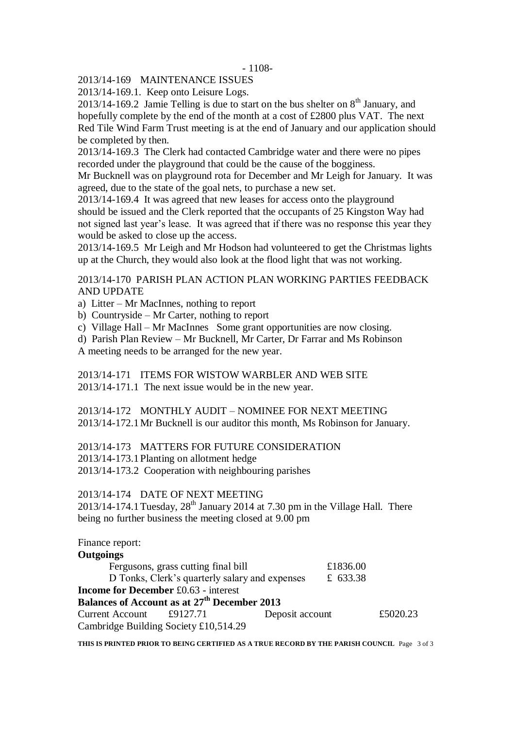2013/14-169 MAINTENANCE ISSUES

2013/14-169.1. Keep onto Leisure Logs.

2013/14-169.2 Jamie Telling is due to start on the bus shelter on 8th January, and hopefully complete by the end of the month at a cost of £2800 plus VAT. The next Red Tile Wind Farm Trust meeting is at the end of January and our application should be completed by then.

2013/14-169.3 The Clerk had contacted Cambridge water and there were no pipes recorded under the playground that could be the cause of the bogginess.

Mr Bucknell was on playground rota for December and Mr Leigh for January. It was agreed, due to the state of the goal nets, to purchase a new set.

2013/14-169.4 It was agreed that new leases for access onto the playground should be issued and the Clerk reported that the occupants of 25 Kingston Way had not signed last year's lease. It was agreed that if there was no response this year they would be asked to close up the access.

2013/14-169.5 Mr Leigh and Mr Hodson had volunteered to get the Christmas lights up at the Church, they would also look at the flood light that was not working.

2013/14-170 PARISH PLAN ACTION PLAN WORKING PARTIES FEEDBACK AND UPDATE

a) Litter – Mr MacInnes, nothing to report

b) Countryside – Mr Carter, nothing to report

c) Village Hall – Mr MacInnes Some grant opportunities are now closing.

d) Parish Plan Review – Mr Bucknell, Mr Carter, Dr Farrar and Ms Robinson

A meeting needs to be arranged for the new year.

2013/14-171 ITEMS FOR WISTOW WARBLER AND WEB SITE

2013/14-171.1 The next issue would be in the new year.

2013/14-172 MONTHLY AUDIT – NOMINEE FOR NEXT MEETING

2013/14-172.1 Mr Bucknell is our auditor this month, Ms Robinson for January.

2013/14-173 MATTERS FOR FUTURE CONSIDERATION

2013/14-173.1 Planting on allotment hedge

2013/14-173.2 Cooperation with neighbouring parishes

2013/14-174 DATE OF NEXT MEETING

2013/14-174.1 Tuesday, 28th January 2014 at 7.30 pm in the Village Hall. There being no further business the meeting closed at 9.00 pm

Finance report:

**Outgoings**

| | |
|---|---|
| Fergusons, grass cutting final bill | £1836.00 |
| D Tonks, Clerk's quarterly salary and expenses | £ 633.38 |

**Income for December** £0.63 - interest

**Balances of Account as at 27th December 2013**

| | | | |
|---|---|---|---|
| Current Account | £9127.71 | Deposit account | £5020.23 |

Cambridge Building Society £10,514.29

**THIS IS PRINTED PRIOR TO BEING CERTIFIED AS A TRUE RECORD BY THE PARISH COUNCIL**